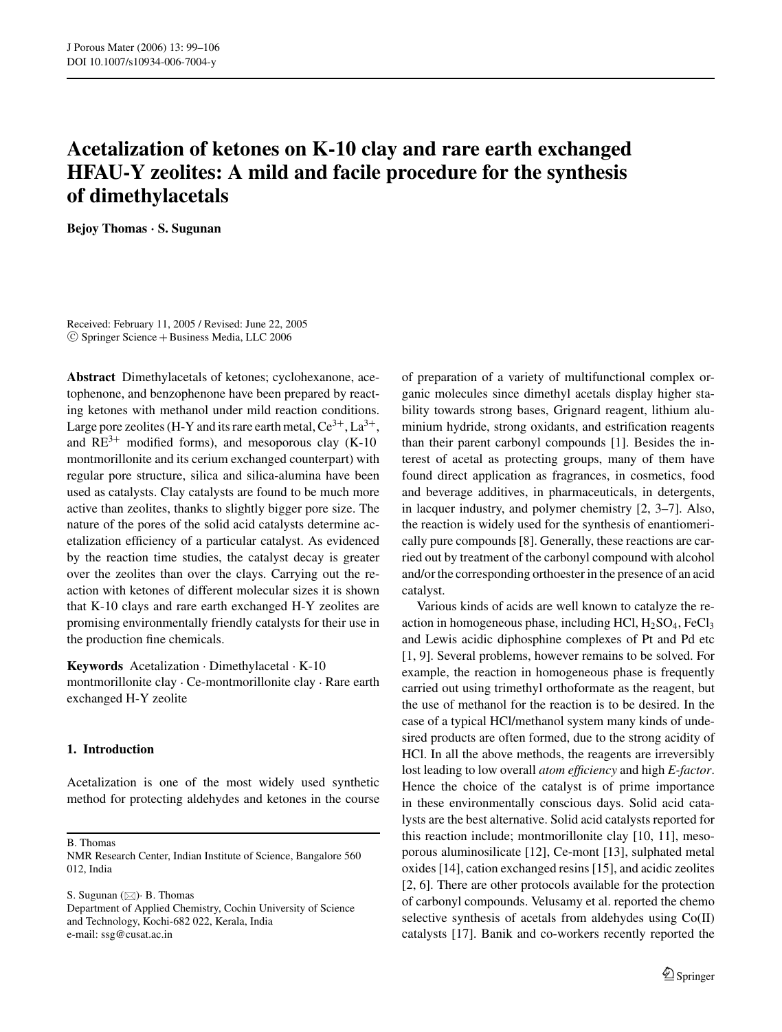# Acetalization of ketones on K-10 clay and rare earth exchanged HFAU-Y zeolites: A mild and facile procedure for the synthesis of dimethylacetals

**Bejoy Thomas · S. Sugunan**

Received: February 11, 2005 / Revised: June 22, 2005
© Springer Science + Business Media, LLC 2006

**Abstract** Dimethylacetals of ketones; cyclohexanone, acetophenone, and benzophenone have been prepared by reacting ketones with methanol under mild reaction conditions. Large pore zeolites (H-Y and its rare earth metal, $Ce^{3+}$, $La^{3+}$, and $RE^{3+}$ modified forms), and mesoporous clay (K-10 montmorillonite and its cerium exchanged counterpart) with regular pore structure, silica and silica-alumina have been used as catalysts. Clay catalysts are found to be much more active than zeolites, thanks to slightly bigger pore size. The nature of the pores of the solid acid catalysts determine acetalization efficiency of a particular catalyst. As evidenced by the reaction time studies, the catalyst decay is greater over the zeolites than over the clays. Carrying out the reaction with ketones of different molecular sizes it is shown that K-10 clays and rare earth exchanged H-Y zeolites are promising environmentally friendly catalysts for their use in the production fine chemicals.

**Keywords** Acetalization · Dimethylacetal · K-10 montmorillonite clay · Ce-montmorillonite clay · Rare earth exchanged H-Y zeolite

B. Thomas
NMR Research Center, Indian Institute of Science, Bangalore 560 012, India

S. Sugunan (✉)· B. Thomas
Department of Applied Chemistry, Cochin University of Science and Technology, Kochi-682 022, Kerala, India
e-mail: ssg@cusat.ac.in

## 1. Introduction

Acetalization is one of the most widely used synthetic method for protecting aldehydes and ketones in the course of preparation of a variety of multifunctional complex organic molecules since dimethyl acetals display higher stability towards strong bases, Grignard reagent, lithium aluminium hydride, strong oxidants, and estrification reagents than their parent carbonyl compounds [1]. Besides the interest of acetal as protecting groups, many of them have found direct application as fragrances, in cosmetics, food and beverage additives, in pharmaceuticals, in detergents, in lacquer industry, and polymer chemistry [2, 3–7]. Also, the reaction is widely used for the synthesis of enantiomerically pure compounds [8]. Generally, these reactions are carried out by treatment of the carbonyl compound with alcohol and/or the corresponding orthoester in the presence of an acid catalyst.

Various kinds of acids are well known to catalyze the reaction in homogeneous phase, including HCl, $H_2SO_4$, $FeCl_3$ and Lewis acidic diphosphine complexes of Pt and Pd etc [1, 9]. Several problems, however remains to be solved. For example, the reaction in homogeneous phase is frequently carried out using trimethyl orthoformate as the reagent, but the use of methanol for the reaction is to be desired. In the case of a typical HCl/methanol system many kinds of undesired products are often formed, due to the strong acidity of HCl. In all the above methods, the reagents are irreversibly lost leading to low overall *atom efficiency* and high *E-factor*. Hence the choice of the catalyst is of prime importance in these environmentally conscious days. Solid acid catalysts are the best alternative. Solid acid catalysts reported for this reaction include; montmorillonite clay [10, 11], mesoporous aluminosilicate [12], Ce-mont [13], sulphated metal oxides [14], cation exchanged resins [15], and acidic zeolites [2, 6]. There are other protocols available for the protection of carbonyl compounds. Velusamy et al. reported the chemo selective synthesis of acetals from aldehydes using Co(II) catalysts [17]. Banik and co-workers recently reported the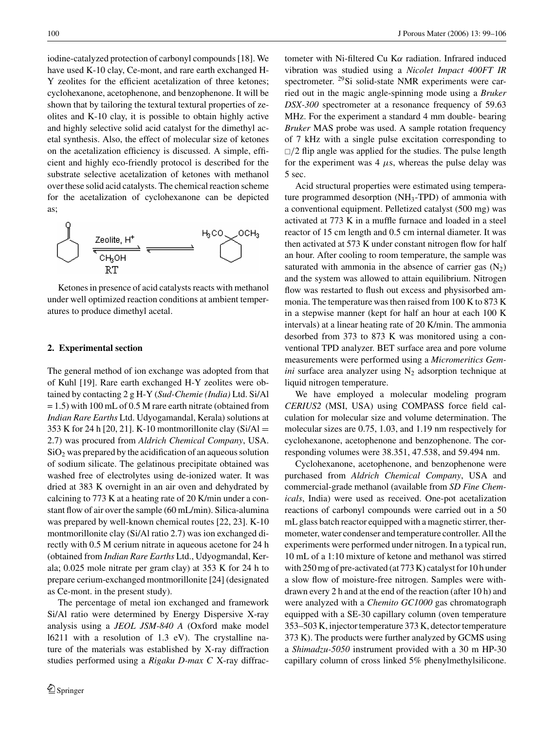iodine-catalyzed protection of carbonyl compounds [18]. We have used K-10 clay, Ce-mont, and rare earth exchanged H-Y zeolites for the efficient acetalization of three ketones; cyclohexanone, acetophenone, and benzophenone. It will be shown that by tailoring the textural textural properties of zeolites and K-10 clay, it is possible to obtain highly active and highly selective solid acid catalyst for the dimethyl acetal synthesis. Also, the effect of molecular size of ketones on the acetalization efficiency is discussed. A simple, efficient and highly eco-friendly protocol is described for the substrate selective acetalization of ketones with methanol over these solid acid catalysts. The chemical reaction scheme for the acetalization of cyclohexanone can be depicted as;

Ketones in presence of acid catalysts reacts with methanol under well optimized reaction conditions at ambient temperatures to produce dimethyl acetal.

## 2. Experimental section

The general method of ion exchange was adopted from that of Kuhl [19]. Rare earth exchanged H-Y zeolites were obtained by contacting 2 g H-Y (*Sud-Chemie (India)* Ltd. Si/Al = 1.5) with 100 mL of 0.5 M rare earth nitrate (obtained from *Indian Rare Earths* Ltd. Udyogamandal, Kerala) solutions at 353 K for 24 h [20, 21]. K-10 montmorillonite clay (Si/Al = 2.7) was procured from *Aldrich Chemical Company*, USA. $SiO_2$ was prepared by the acidification of an aqueous solution of sodium silicate. The gelatinous precipitate obtained was washed free of electrolytes using de-ionized water. It was dried at 383 K overnight in an air oven and dehydrated by calcining to 773 K at a heating rate of 20 K/min under a constant flow of air over the sample (60 mL/min). Silica-alumina was prepared by well-known chemical routes [22, 23]. K-10 montmorillonite clay (Si/Al ratio 2.7) was ion exchanged directly with 0.5 M cerium nitrate in aqueous acetone for 24 h (obtained from *Indian Rare Earths* Ltd., Udyogmandal, Kerala; 0.025 mole nitrate per gram clay) at 353 K for 24 h to prepare cerium-exchanged montmorillonite [24] (designated as Ce-mont. in the present study).

The percentage of metal ion exchanged and framework Si/Al ratio were determined by Energy Dispersive X-ray analysis using a *JEOL JSM-840 A* (Oxford make model l6211 with a resolution of 1.3 eV). The crystalline nature of the materials was established by X-ray diffraction studies performed using a *Rigaku D-max C* X-ray diffractometer with Ni-filtered Cu K$\alpha$ radiation. Infrared induced vibration was studied using a *Nicolet Impact 400FT IR* spectrometer. $^{29}$Si solid-state NMR experiments were carried out in the magic angle-spinning mode using a *Bruker DSX-300* spectrometer at a resonance frequency of 59.63 MHz. For the experiment a standard 4 mm double- bearing *Bruker* MAS probe was used. A sample rotation frequency of 7 kHz with a single pulse excitation corresponding to □/2 flip angle was applied for the studies. The pulse length for the experiment was 4 $\mu$s, whereas the pulse delay was 5 sec.

Acid structural properties were estimated using temperature programmed desorption ($NH_3$-TPD) of ammonia with a conventional equipment. Pelletized catalyst (500 mg) was activated at 773 K in a muffle furnace and loaded in a steel reactor of 15 cm length and 0.5 cm internal diameter. It was then activated at 573 K under constant nitrogen flow for half an hour. After cooling to room temperature, the sample was saturated with ammonia in the absence of carrier gas ($N_2$) and the system was allowed to attain equilibrium. Nitrogen flow was restarted to flush out excess and physisorbed ammonia. The temperature was then raised from 100 K to 873 K in a stepwise manner (kept for half an hour at each 100 K intervals) at a linear heating rate of 20 K/min. The ammonia desorbed from 373 to 873 K was monitored using a conventional TPD analyzer. BET surface area and pore volume measurements were performed using a *Micromeritics Gemini* surface area analyzer using $N_2$ adsorption technique at liquid nitrogen temperature.

We have employed a molecular modeling program *CERIUS2* (MSI, USA) using COMPASS force field calculation for molecular size and volume determination. The molecular sizes are 0.75, 1.03, and 1.19 nm respectively for cyclohexanone, acetophenone and benzophenone. The corresponding volumes were 38.351, 47.538, and 59.494 nm.

Cyclohexanone, acetophenone, and benzophenone were purchased from *Aldrich Chemical Company*, USA and commercial-grade methanol (available from *SD Fine Chemicals*, India) were used as received. One-pot acetalization reactions of carbonyl compounds were carried out in a 50 mL glass batch reactor equipped with a magnetic stirrer, thermometer, water condenser and temperature controller. All the experiments were performed under nitrogen. In a typical run, 10 mL of a 1:10 mixture of ketone and methanol was stirred with 250 mg of pre-activated (at 773 K) catalyst for 10 h under a slow flow of moisture-free nitrogen. Samples were withdrawn every 2 h and at the end of the reaction (after 10 h) and were analyzed with a *Chemito GC1000* gas chromatograph equipped with a SE-30 capillary column (oven temperature 353–503 K, injector temperature 373 K, detector temperature 373 K). The products were further analyzed by GCMS using a *Shimadzu-5050* instrument provided with a 30 m HP-30 capillary column of cross linked 5% phenylmethylsilicone.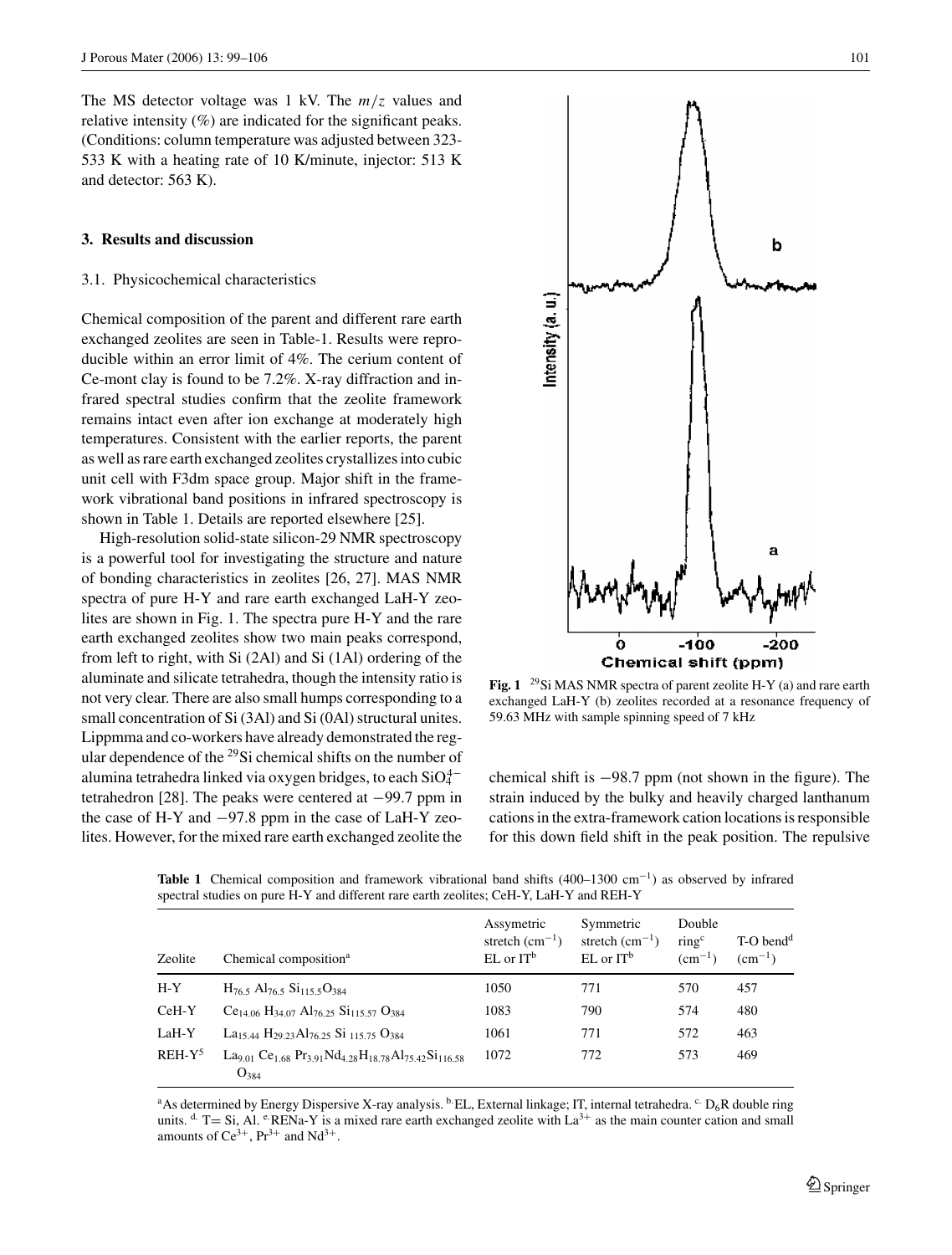The MS detector voltage was 1 kV. The $m/z$ values and relative intensity (%) are indicated for the significant peaks. (Conditions: column temperature was adjusted between 323-533 K with a heating rate of 10 K/minute, injector: 513 K and detector: 563 K).

## 3. Results and discussion

### 3.1. Physicochemical characteristics

Chemical composition of the parent and different rare earth exchanged zeolites are seen in Table-1. Results were reproducible within an error limit of 4%. The cerium content of Ce-mont clay is found to be 7.2%. X-ray diffraction and infrared spectral studies confirm that the zeolite framework remains intact even after ion exchange at moderately high temperatures. Consistent with the earlier reports, the parent as well as rare earth exchanged zeolites crystallizes into cubic unit cell with F3dm space group. Major shift in the framework vibrational band positions in infrared spectroscopy is shown in Table 1. Details are reported elsewhere [25].

High-resolution solid-state silicon-29 NMR spectroscopy is a powerful tool for investigating the structure and nature of bonding characteristics in zeolites [26, 27]. MAS NMR spectra of pure H-Y and rare earth exchanged LaH-Y zeolites are shown in Fig. 1. The spectra pure H-Y and the rare earth exchanged zeolites show two main peaks correspond, from left to right, with Si (2Al) and Si (1Al) ordering of the aluminate and silicate tetrahedra, though the intensity ratio is not very clear. There are also small humps corresponding to a small concentration of Si (3Al) and Si (0Al) structural unites. Lippmma and co-workers have already demonstrated the regular dependence of the $^{29}$Si chemical shifts on the number of alumina tetrahedra linked via oxygen bridges, to each $SiO_4^{4-}$ tetrahedron [28]. The peaks were centered at −99.7 ppm in the case of H-Y and −97.8 ppm in the case of LaH-Y zeolites. However, for the mixed rare earth exchanged zeolite the chemical shift is −98.7 ppm (not shown in the figure). The strain induced by the bulky and heavily charged lanthanum cations in the extra-framework cation locations is responsible for this down field shift in the peak position. The repulsive

**Fig. 1** $^{29}$Si MAS NMR spectra of parent zeolite H-Y (a) and rare earth exchanged LaH-Y (b) zeolites recorded at a resonance frequency of 59.63 MHz with sample spinning speed of 7 kHz

**Table 1** Chemical composition and framework vibrational band shifts (400–1300 cm$^{-1}$) as observed by infrared spectral studies on pure H-Y and different rare earth zeolites; CeH-Y, LaH-Y and REH-Y

| Zeolite | Chemical composition[a] | Assymetric stretch (cm$^{-1}$) EL or IT[b] | Symmetric stretch (cm$^{-1}$) EL or IT[b] | Double ring[c] (cm$^{-1}$) | T-O bend[d] (cm$^{-1}$) |
|---|---|---|---|---|---|
| H-Y | $H_{76.5}\,Al_{76.5}\,Si_{115.5}O_{384}$ | 1050 | 771 | 570 | 457 |
| CeH-Y | $Ce_{14.06}\,H_{34.07}\,Al_{76.25}\,Si_{115.57}\,O_{384}$ | 1083 | 790 | 574 | 480 |
| LaH-Y | $La_{15.44}\,H_{29.23}Al_{76.25}\,Si_{115.75}\,O_{384}$ | 1061 | 771 | 572 | 463 |
| REH-Y[5] | $La_{9.01}\,Ce_{1.68}\,Pr_{3.91}Nd_{4.28}H_{18.78}Al_{75.42}Si_{116.58}\,O_{384}$ | 1072 | 772 | 573 | 469 |

[a]As determined by Energy Dispersive X-ray analysis. [b] EL, External linkage; IT, internal tetrahedra. [c] $D_6R$ double ring units. [d] T= Si, Al. [e] RENa-Y is a mixed rare earth exchanged zeolite with $La^{3+}$ as the main counter cation and small amounts of $Ce^{3+}$, $Pr^{3+}$ and $Nd^{3+}$.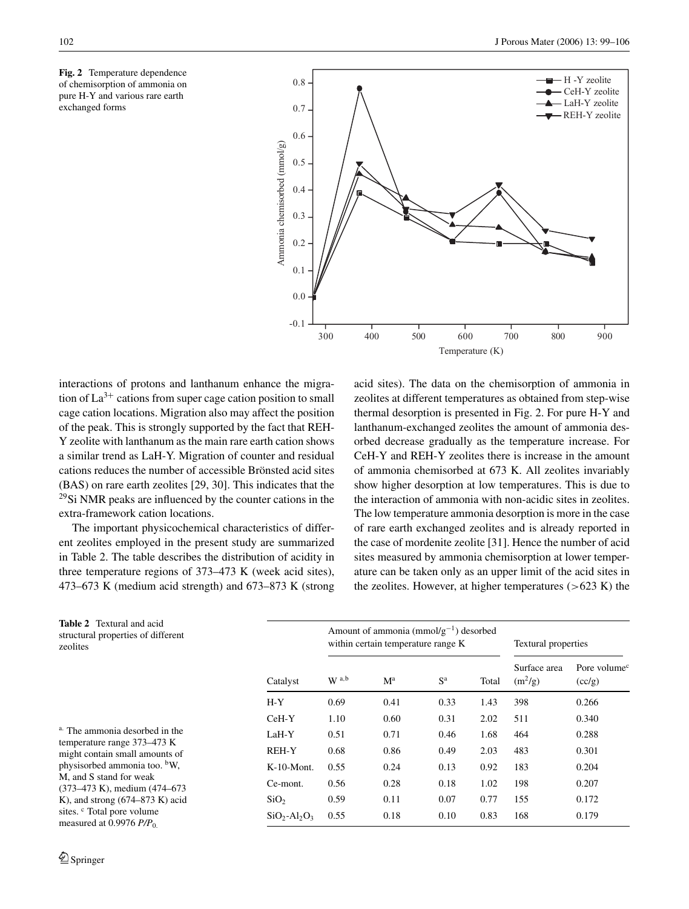**Fig. 2** Temperature dependence of chemisorption of ammonia on pure H-Y and various rare earth exchanged forms

interactions of protons and lanthanum enhance the migration of $La^{3+}$ cations from super cage cation position to small cage cation locations. Migration also may affect the position of the peak. This is strongly supported by the fact that REH-Y zeolite with lanthanum as the main rare earth cation shows a similar trend as LaH-Y. Migration of counter and residual cations reduces the number of accessible Brönsted acid sites (BAS) on rare earth zeolites [29, 30]. This indicates that the $^{29}Si$ NMR peaks are influenced by the counter cations in the extra-framework cation locations.

The important physicochemical characteristics of different zeolites employed in the present study are summarized in Table 2. The table describes the distribution of acidity in three temperature regions of 373–473 K (week acid sites), 473–673 K (medium acid strength) and 673–873 K (strong acid sites). The data on the chemisorption of ammonia in zeolites at different temperatures as obtained from step-wise thermal desorption is presented in Fig. 2. For pure H-Y and lanthanum-exchanged zeolites the amount of ammonia desorbed decrease gradually as the temperature increase. For CeH-Y and REH-Y zeolites there is increase in the amount of ammonia chemisorbed at 673 K. All zeolites invariably show higher desorption at low temperatures. This is due to the interaction of ammonia with non-acidic sites in zeolites. The low temperature ammonia desorption is more in the case of rare earth exchanged zeolites and is already reported in the case of mordenite zeolite [31]. Hence the number of acid sites measured by ammonia chemisorption at lower temperature can be taken only as an upper limit of the acid sites in the zeolites. However, at higher temperatures (>623 K) the

**Table 2** Textural and acid structural properties of different zeolites

| Catalyst | Amount of ammonia ($mmol/g^{-1}$) desorbed within certain temperature range K | | | | Textural properties | |
|---|---|---|---|---|---|---|
| | W [a,b] | M [a] | S [a] | Total | Surface area ($m^2/g$) | Pore volume [c] (cc/g) |
| H-Y | 0.69 | 0.41 | 0.33 | 1.43 | 398 | 0.266 |
| CeH-Y | 1.10 | 0.60 | 0.31 | 2.02 | 511 | 0.340 |
| LaH-Y | 0.51 | 0.71 | 0.46 | 1.68 | 464 | 0.288 |
| REH-Y | 0.68 | 0.86 | 0.49 | 2.03 | 483 | 0.301 |
| K-10-Mont. | 0.55 | 0.24 | 0.13 | 0.92 | 183 | 0.204 |
| Ce-mont. | 0.56 | 0.28 | 0.18 | 1.02 | 198 | 0.207 |
| $SiO_2$ | 0.59 | 0.11 | 0.07 | 0.77 | 155 | 0.172 |
| $SiO_2$-$Al_2O_3$ | 0.55 | 0.18 | 0.10 | 0.83 | 168 | 0.179 |

[a] The ammonia desorbed in the temperature range 373–473 K might contain small amounts of physisorbed ammonia too. [b] W, M, and S stand for weak (373–473 K), medium (474–673 K), and strong (674–873 K) acid sites. [c] Total pore volume measured at 0.9976 $P/P_0$.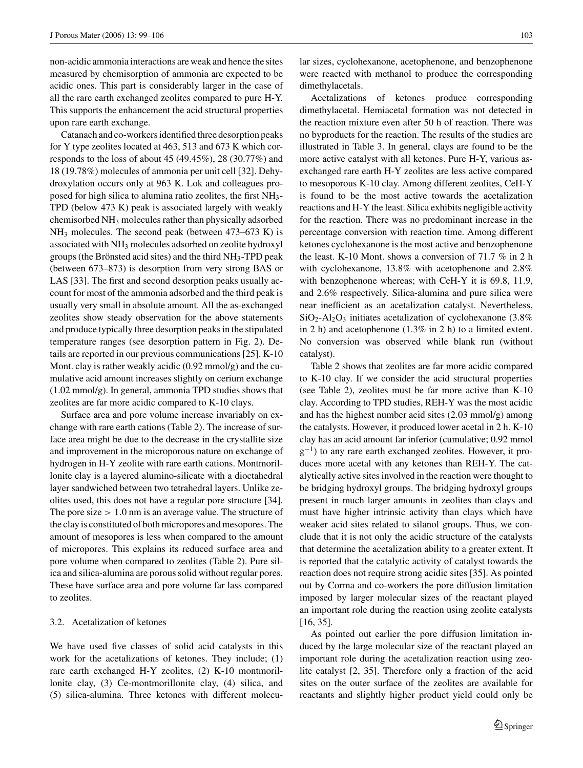non-acidic ammonia interactions are weak and hence the sites measured by chemisorption of ammonia are expected to be acidic ones. This part is considerably larger in the case of all the rare earth exchanged zeolites compared to pure H-Y. This supports the enhancement the acid structural properties upon rare earth exchange.

Catanach and co-workers identified three desorption peaks for Y type zeolites located at 463, 513 and 673 K which corresponds to the loss of about 45 (49.45%), 28 (30.77%) and 18 (19.78%) molecules of ammonia per unit cell [32]. Dehydroxylation occurs only at 963 K. Lok and colleagues proposed for high silica to alumina ratio zeolites, the first $NH_3$-TPD (below 473 K) peak is associated largely with weakly chemisorbed $NH_3$ molecules rather than physically adsorbed $NH_3$ molecules. The second peak (between 473–673 K) is associated with $NH_3$ molecules adsorbed on zeolite hydroxyl groups (the Brönsted acid sites) and the third $NH_3$-TPD peak (between 673–873) is desorption from very strong BAS or LAS [33]. The first and second desorption peaks usually account for most of the ammonia adsorbed and the third peak is usually very small in absolute amount. All the as-exchanged zeolites show steady observation for the above statements and produce typically three desorption peaks in the stipulated temperature ranges (see desorption pattern in Fig. 2). Details are reported in our previous communications [25]. K-10 Mont. clay is rather weakly acidic (0.92 mmol/g) and the cumulative acid amount increases slightly on cerium exchange (1.02 mmol/g). In general, ammonia TPD studies shows that zeolites are far more acidic compared to K-10 clays.

Surface area and pore volume increase invariably on exchange with rare earth cations (Table 2). The increase of surface area might be due to the decrease in the crystallite size and improvement in the microporous nature on exchange of hydrogen in H-Y zeolite with rare earth cations. Montmorillonite clay is a layered alumino-silicate with a dioctahedral layer sandwiched between two tetrahedral layers. Unlike zeolites used, this does not have a regular pore structure [34]. The pore size $> 1.0$ nm is an average value. The structure of the clay is constituted of both micropores and mesopores. The amount of mesopores is less when compared to the amount of micropores. This explains its reduced surface area and pore volume when compared to zeolites (Table 2). Pure silica and silica-alumina are porous solid without regular pores. These have surface area and pore volume far lass compared to zeolites.

### 3.2. Acetalization of ketones

We have used five classes of solid acid catalysts in this work for the acetalizations of ketones. They include; (1) rare earth exchanged H-Y zeolites, (2) K-10 montmorillonite clay, (3) Ce-montmorillonite clay, (4) silica, and (5) silica-alumina. Three ketones with different molecular sizes, cyclohexanone, acetophenone, and benzophenone were reacted with methanol to produce the corresponding dimethylacetals.

Acetalizations of ketones produce corresponding dimethylacetal. Hemiacetal formation was not detected in the reaction mixture even after 50 h of reaction. There was no byproducts for the reaction. The results of the studies are illustrated in Table 3. In general, clays are found to be the more active catalyst with all ketones. Pure H-Y, various as-exchanged rare earth H-Y zeolites are less active compared to mesoporous K-10 clay. Among different zeolites, CeH-Y is found to be the most active towards the acetalization reactions and H-Y the least. Silica exhibits negligible activity for the reaction. There was no predominant increase in the percentage conversion with reaction time. Among different ketones cyclohexanone is the most active and benzophenone the least. K-10 Mont. shows a conversion of 71.7 % in 2 h with cyclohexanone, 13.8% with acetophenone and 2.8% with benzophenone whereas; with CeH-Y it is 69.8, 11.9, and 2.6% respectively. Silica-alumina and pure silica were near inefficient as an acetalization catalyst. Nevertheless, $SiO_2$-$Al_2O_3$ initiates acetalization of cyclohexanone (3.8% in 2 h) and acetophenone (1.3% in 2 h) to a limited extent. No conversion was observed while blank run (without catalyst).

Table 2 shows that zeolites are far more acidic compared to K-10 clay. If we consider the acid structural properties (see Table 2), zeolites must be far more active than K-10 clay. According to TPD studies, REH-Y was the most acidic and has the highest number acid sites (2.03 mmol/g) among the catalysts. However, it produced lower acetal in 2 h. K-10 clay has an acid amount far inferior (cumulative; 0.92 mmol $g^{-1}$) to any rare earth exchanged zeolites. However, it produces more acetal with any ketones than REH-Y. The catalytically active sites involved in the reaction were thought to be bridging hydroxyl groups. The bridging hydroxyl groups present in much larger amounts in zeolites than clays and must have higher intrinsic activity than clays which have weaker acid sites related to silanol groups. Thus, we conclude that it is not only the acidic structure of the catalysts that determine the acetalization ability to a greater extent. It is reported that the catalytic activity of catalyst towards the reaction does not require strong acidic sites [35]. As pointed out by Corma and co-workers the pore diffusion limitation imposed by larger molecular sizes of the reactant played an important role during the reaction using zeolite catalysts [16, 35].

As pointed out earlier the pore diffusion limitation induced by the large molecular size of the reactant played an important role during the acetalization reaction using zeolite catalyst [2, 35]. Therefore only a fraction of the acid sites on the outer surface of the zeolites are available for reactants and slightly higher product yield could only be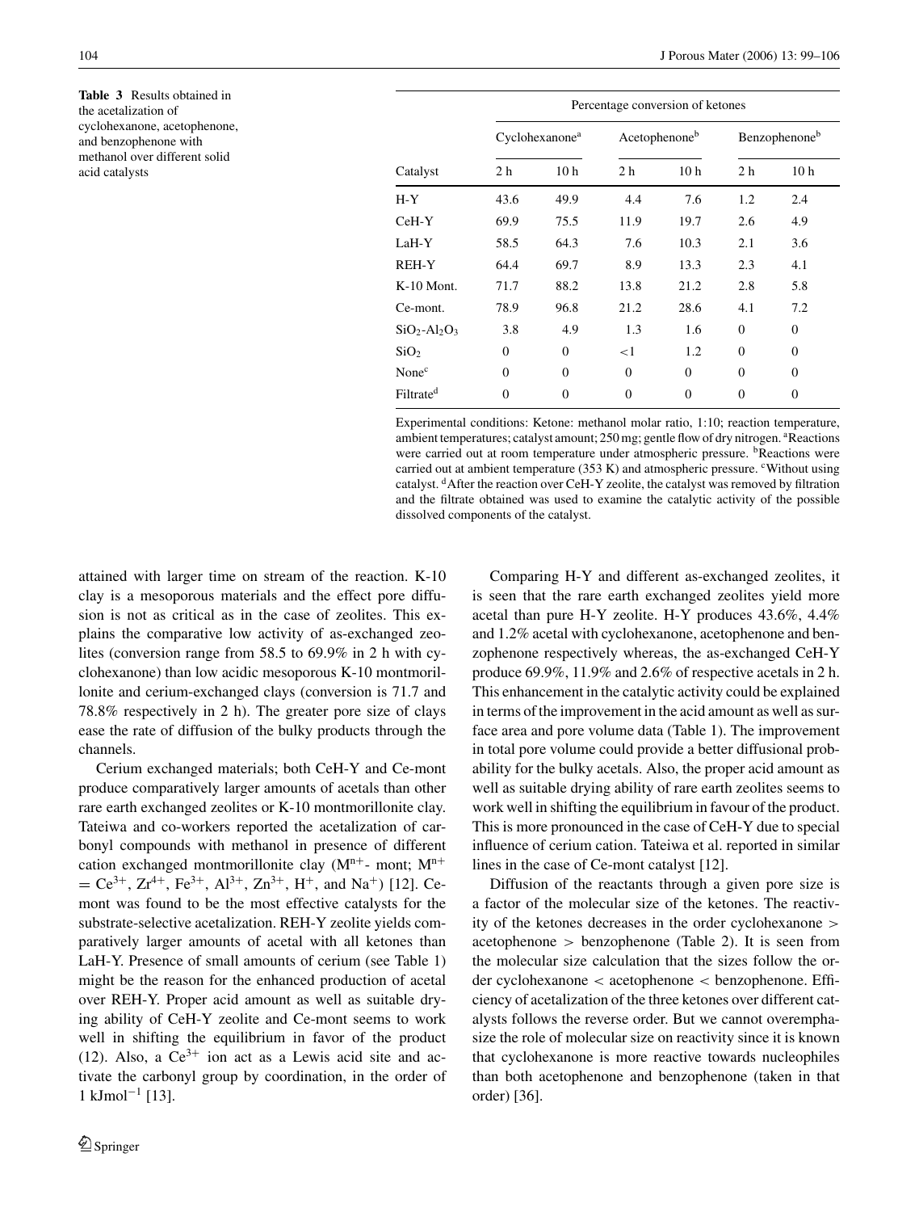**Table 3** Results obtained in the acetalization of cyclohexanone, acetophenone, and benzophenone with methanol over different solid acid catalysts

| | Percentage conversion of ketones | | | | | |
|---|---|---|---|---|---|---|
| | Cyclohexanone[a] | | Acetophenone[b] | | Benzophenone[b] | |
| Catalyst | 2 h | 10 h | 2 h | 10 h | 2 h | 10 h |
| H-Y | 43.6 | 49.9 | 4.4 | 7.6 | 1.2 | 2.4 |
| CeH-Y | 69.9 | 75.5 | 11.9 | 19.7 | 2.6 | 4.9 |
| LaH-Y | 58.5 | 64.3 | 7.6 | 10.3 | 2.1 | 3.6 |
| REH-Y | 64.4 | 69.7 | 8.9 | 13.3 | 2.3 | 4.1 |
| K-10 Mont. | 71.7 | 88.2 | 13.8 | 21.2 | 2.8 | 5.8 |
| Ce-mont. | 78.9 | 96.8 | 21.2 | 28.6 | 4.1 | 7.2 |
| $SiO_2$-$Al_2O_3$ | 3.8 | 4.9 | 1.3 | 1.6 | 0 | 0 |
| $SiO_2$ | 0 | 0 | <1 | 1.2 | 0 | 0 |
| None[c] | 0 | 0 | 0 | 0 | 0 | 0 |
| Filtrate[d] | 0 | 0 | 0 | 0 | 0 | 0 |

Experimental conditions: Ketone: methanol molar ratio, 1:10; reaction temperature, ambient temperatures; catalyst amount; 250 mg; gentle flow of dry nitrogen. [a]Reactions were carried out at room temperature under atmospheric pressure. [b]Reactions were carried out at ambient temperature (353 K) and atmospheric pressure. [c]Without using catalyst. [d]After the reaction over CeH-Y zeolite, the catalyst was removed by filtration and the filtrate obtained was used to examine the catalytic activity of the possible dissolved components of the catalyst.

attained with larger time on stream of the reaction. K-10 clay is a mesoporous materials and the effect pore diffusion is not as critical as in the case of zeolites. This explains the comparative low activity of as-exchanged zeolites (conversion range from 58.5 to 69.9% in 2 h with cyclohexanone) than low acidic mesoporous K-10 montmorillonite and cerium-exchanged clays (conversion is 71.7 and 78.8% respectively in 2 h). The greater pore size of clays ease the rate of diffusion of the bulky products through the channels.

Cerium exchanged materials; both CeH-Y and Ce-mont produce comparatively larger amounts of acetals than other rare earth exchanged zeolites or K-10 montmorillonite clay. Tateiwa and co-workers reported the acetalization of carbonyl compounds with methanol in presence of different cation exchanged montmorillonite clay ($M^{n+}$- mont; $M^{n+}$ = $Ce^{3+}$, $Zr^{4+}$, $Fe^{3+}$, $Al^{3+}$, $Zn^{3+}$, $H^{+}$, and $Na^{+}$) [12]. Ce-mont was found to be the most effective catalysts for the substrate-selective acetalization. REH-Y zeolite yields comparatively larger amounts of acetal with all ketones than LaH-Y. Presence of small amounts of cerium (see Table 1) might be the reason for the enhanced production of acetal over REH-Y. Proper acid amount as well as suitable drying ability of CeH-Y zeolite and Ce-mont seems to work well in shifting the equilibrium in favor of the product (12). Also, a $Ce^{3+}$ ion act as a Lewis acid site and activate the carbonyl group by coordination, in the order of 1 $kJmol^{-1}$ [13].

Comparing H-Y and different as-exchanged zeolites, it is seen that the rare earth exchanged zeolites yield more acetal than pure H-Y zeolite. H-Y produces 43.6%, 4.4% and 1.2% acetal with cyclohexanone, acetophenone and benzophenone respectively whereas, the as-exchanged CeH-Y produce 69.9%, 11.9% and 2.6% of respective acetals in 2 h. This enhancement in the catalytic activity could be explained in terms of the improvement in the acid amount as well as surface area and pore volume data (Table 1). The improvement in total pore volume could provide a better diffusional probability for the bulky acetals. Also, the proper acid amount as well as suitable drying ability of rare earth zeolites seems to work well in shifting the equilibrium in favour of the product. This is more pronounced in the case of CeH-Y due to special influence of cerium cation. Tateiwa et al. reported in similar lines in the case of Ce-mont catalyst [12].

Diffusion of the reactants through a given pore size is a factor of the molecular size of the ketones. The reactivity of the ketones decreases in the order cyclohexanone > acetophenone > benzophenone (Table 2). It is seen from the molecular size calculation that the sizes follow the order cyclohexanone < acetophenone < benzophenone. Efficiency of acetalization of the three ketones over different catalysts follows the reverse order. But we cannot overemphasize the role of molecular size on reactivity since it is known that cyclohexanone is more reactive towards nucleophiles than both acetophenone and benzophenone (taken in that order) [36].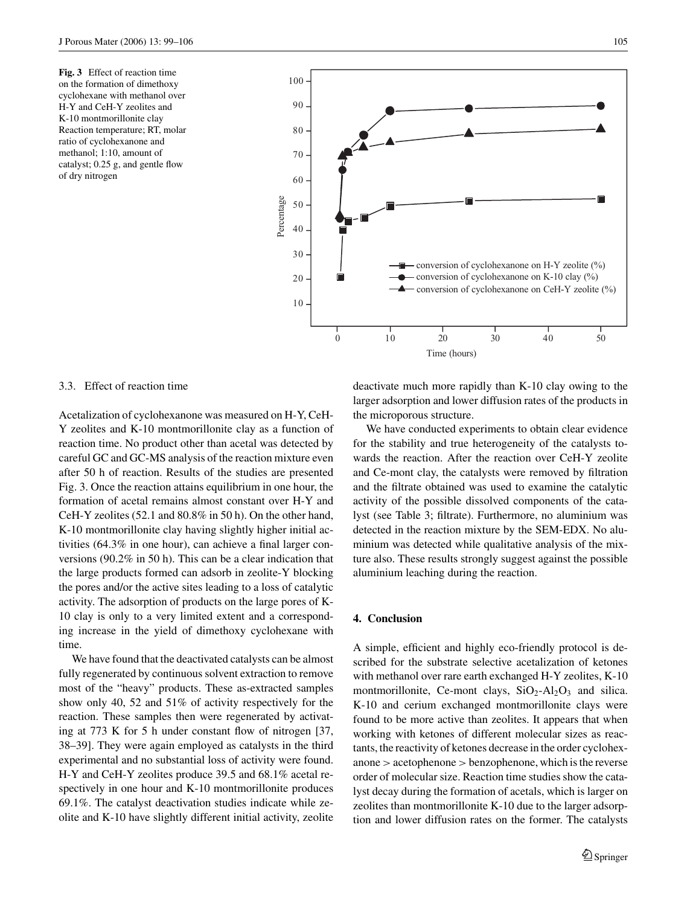**Fig. 3** Effect of reaction time on the formation of dimethoxy cyclohexane with methanol over H-Y and CeH-Y zeolites and K-10 montmorillonite clay Reaction temperature; RT, molar ratio of cyclohexanone and methanol; 1:10, amount of catalyst; 0.25 g, and gentle flow of dry nitrogen

### 3.3. Effect of reaction time

Acetalization of cyclohexanone was measured on H-Y, CeH-Y zeolites and K-10 montmorillonite clay as a function of reaction time. No product other than acetal was detected by careful GC and GC-MS analysis of the reaction mixture even after 50 h of reaction. Results of the studies are presented Fig. 3. Once the reaction attains equilibrium in one hour, the formation of acetal remains almost constant over H-Y and CeH-Y zeolites (52.1 and 80.8% in 50 h). On the other hand, K-10 montmorillonite clay having slightly higher initial activities (64.3% in one hour), can achieve a final larger conversions (90.2% in 50 h). This can be a clear indication that the large products formed can adsorb in zeolite-Y blocking the pores and/or the active sites leading to a loss of catalytic activity. The adsorption of products on the large pores of K-10 clay is only to a very limited extent and a corresponding increase in the yield of dimethoxy cyclohexane with time.

We have found that the deactivated catalysts can be almost fully regenerated by continuous solvent extraction to remove most of the "heavy" products. These as-extracted samples show only 40, 52 and 51% of activity respectively for the reaction. These samples then were regenerated by activating at 773 K for 5 h under constant flow of nitrogen [37, 38–39]. They were again employed as catalysts in the third experimental and no substantial loss of activity were found. H-Y and CeH-Y zeolites produce 39.5 and 68.1% acetal respectively in one hour and K-10 montmorillonite produces 69.1%. The catalyst deactivation studies indicate while zeolite and K-10 have slightly different initial activity, zeolite deactivate much more rapidly than K-10 clay owing to the larger adsorption and lower diffusion rates of the products in the microporous structure.

We have conducted experiments to obtain clear evidence for the stability and true heterogeneity of the catalysts towards the reaction. After the reaction over CeH-Y zeolite and Ce-mont clay, the catalysts were removed by filtration and the filtrate obtained was used to examine the catalytic activity of the possible dissolved components of the catalyst (see Table 3; filtrate). Furthermore, no aluminium was detected in the reaction mixture by the SEM-EDX. No aluminium was detected while qualitative analysis of the mixture also. These results strongly suggest against the possible aluminium leaching during the reaction.

## 4. Conclusion

A simple, efficient and highly eco-friendly protocol is described for the substrate selective acetalization of ketones with methanol over rare earth exchanged H-Y zeolites, K-10 montmorillonite, Ce-mont clays, $SiO_2$-$Al_2O_3$ and silica. K-10 and cerium exchanged montmorillonite clays were found to be more active than zeolites. It appears that when working with ketones of different molecular sizes as reactants, the reactivity of ketones decrease in the order cyclohexanone > acetophenone > benzophenone, which is the reverse order of molecular size. Reaction time studies show the catalyst decay during the formation of acetals, which is larger on zeolites than montmorillonite K-10 due to the larger adsorption and lower diffusion rates on the former. The catalysts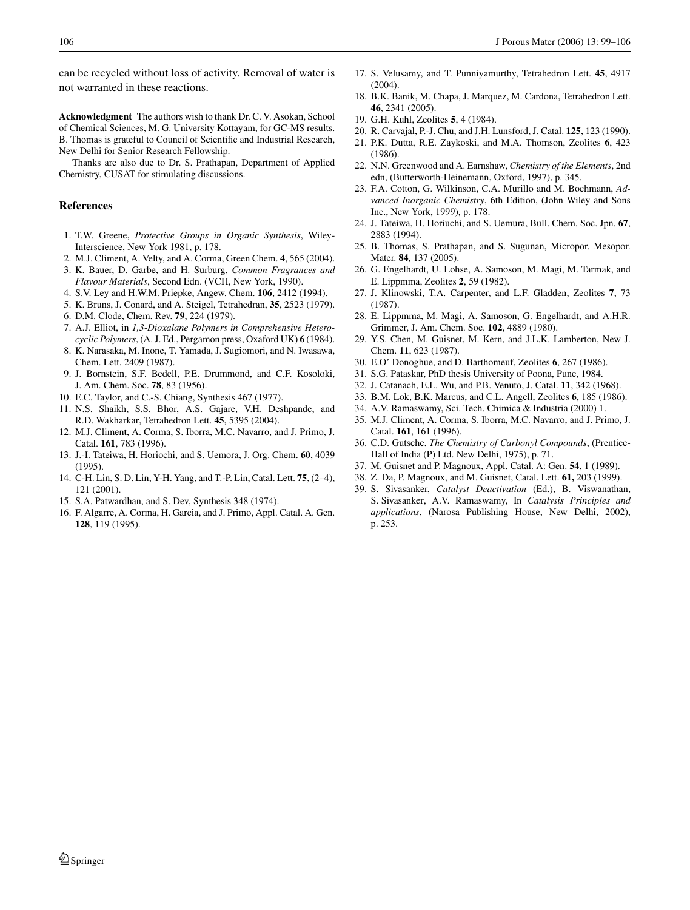can be recycled without loss of activity. Removal of water is not warranted in these reactions.

**Acknowledgment** The authors wish to thank Dr. C. V. Asokan, School of Chemical Sciences, M. G. University Kottayam, for GC-MS results. B. Thomas is grateful to Council of Scientific and Industrial Research, New Delhi for Senior Research Fellowship.

Thanks are also due to Dr. S. Prathapan, Department of Applied Chemistry, CUSAT for stimulating discussions.

## References

1. T.W. Greene, *Protective Groups in Organic Synthesis*, Wiley-Interscience, New York 1981, p. 178.
2. M.J. Climent, A. Velty, and A. Corma, Green Chem. **4**, 565 (2004).
3. K. Bauer, D. Garbe, and H. Surburg, *Common Fragrances and Flavour Materials*, Second Edn. (VCH, New York, 1990).
4. S.V. Ley and H.W.M. Priepke, Angew. Chem. **106**, 2412 (1994).
5. K. Bruns, J. Conard, and A. Steigel, Tetrahedran, **35**, 2523 (1979).
6. D.M. Clode, Chem. Rev. **79**, 224 (1979).
7. A.J. Elliot, in *1,3-Dioxalane Polymers in Comprehensive Heterocyclic Polymers*, (A. J. Ed., Pergamon press, Oxaford UK) **6** (1984).
8. K. Narasaka, M. Inone, T. Yamada, J. Sugiomori, and N. Iwasawa, Chem. Lett. 2409 (1987).
9. J. Bornstein, S.F. Bedell, P.E. Drummond, and C.F. Kosoloki, J. Am. Chem. Soc. **78**, 83 (1956).
10. E.C. Taylor, and C.-S. Chiang, Synthesis 467 (1977).
11. N.S. Shaikh, S.S. Bhor, A.S. Gajare, V.H. Deshpande, and R.D. Wakharkar, Tetrahedron Lett. **45**, 5395 (2004).
12. M.J. Climent, A. Corma, S. Iborra, M.C. Navarro, and J. Primo, J. Catal. **161**, 783 (1996).
13. J.-I. Tateiwa, H. Horiochi, and S. Uemora, J. Org. Chem. **60**, 4039 (1995).
14. C-H. Lin, S. D. Lin, Y-H. Yang, and T.-P. Lin, Catal. Lett. **75**, (2–4), 121 (2001).
15. S.A. Patwardhan, and S. Dev, Synthesis 348 (1974).
16. F. Algarre, A. Corma, H. Garcia, and J. Primo, Appl. Catal. A. Gen. **128**, 119 (1995).
17. S. Velusamy, and T. Punniyamurthy, Tetrahedron Lett. **45**, 4917 (2004).
18. B.K. Banik, M. Chapa, J. Marquez, M. Cardona, Tetrahedron Lett. **46**, 2341 (2005).
19. G.H. Kuhl, Zeolites **5**, 4 (1984).
20. R. Carvajal, P.-J. Chu, and J.H. Lunsford, J. Catal. **125**, 123 (1990).
21. P.K. Dutta, R.E. Zaykoski, and M.A. Thomson, Zeolites **6**, 423 (1986).
22. N.N. Greenwood and A. Earnshaw, *Chemistry of the Elements*, 2nd edn, (Butterworth-Heinemann, Oxford, 1997), p. 345.
23. F.A. Cotton, G. Wilkinson, C.A. Murillo and M. Bochmann, *Advanced Inorganic Chemistry*, 6th Edition, (John Wiley and Sons Inc., New York, 1999), p. 178.
24. J. Tateiwa, H. Horiuchi, and S. Uemura, Bull. Chem. Soc. Jpn. **67**, 2883 (1994).
25. B. Thomas, S. Prathapan, and S. Sugunan, Micropor. Mesopor. Mater. **84**, 137 (2005).
26. G. Engelhardt, U. Lohse, A. Samoson, M. Magi, M. Tarmak, and E. Lippmma, Zeolites **2**, 59 (1982).
27. J. Klinowski, T.A. Carpenter, and L.F. Gladden, Zeolites **7**, 73 (1987).
28. E. Lippmma, M. Magi, A. Samoson, G. Engelhardt, and A.H.R. Grimmer, J. Am. Chem. Soc. **102**, 4889 (1980).
29. Y.S. Chen, M. Guisnet, M. Kern, and J.L.K. Lamberton, New J. Chem. **11**, 623 (1987).
30. E.O' Donoghue, and D. Barthomeuf, Zeolites **6**, 267 (1986).
31. S.G. Pataskar, PhD thesis University of Poona, Pune, 1984.
32. J. Catanach, E.L. Wu, and P.B. Venuto, J. Catal. **11**, 342 (1968).
33. B.M. Lok, B.K. Marcus, and C.L. Angell, Zeolites **6**, 185 (1986).
34. A.V. Ramaswamy, Sci. Tech. Chimica & Industria (2000) 1.
35. M.J. Climent, A. Corma, S. Iborra, M.C. Navarro, and J. Primo, J. Catal. **161**, 161 (1996).
36. C.D. Gutsche. *The Chemistry of Carbonyl Compounds*, (Prentice-Hall of India (P) Ltd. New Delhi, 1975), p. 71.
37. M. Guisnet and P. Magnoux, Appl. Catal. A: Gen. **54**, 1 (1989).
38. Z. Da, P. Magnoux, and M. Guisnet, Catal. Lett. **61,** 203 (1999).
39. S. Sivasanker, *Catalyst Deactivation* (Ed.), B. Viswanathan, S. Sivasanker, A.V. Ramaswamy, In *Catalysis Principles and applications*, (Narosa Publishing House, New Delhi, 2002), p. 253.